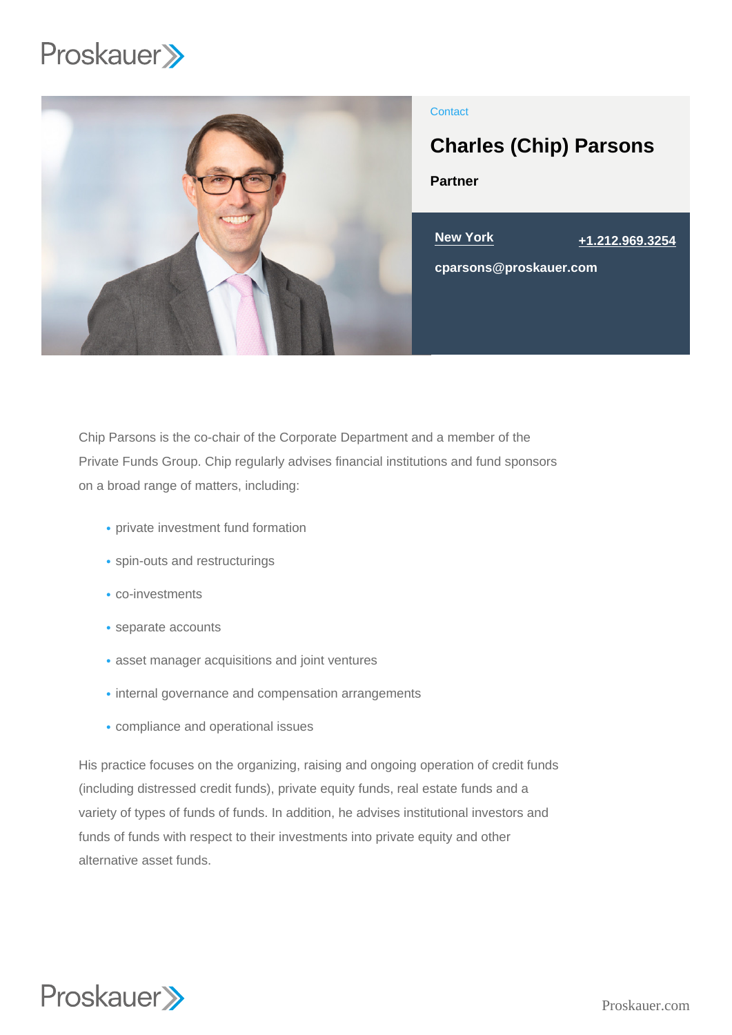Contact

# Charles (Chip) Parsons

**Partner**

**New York** **+1.212.969.3254**

**cparsons@proskauer.com**

Chip Parsons is the co-chair of the Corporate Department and a member of the Private Funds Group. Chip regularly advises financial institutions and fund sponsors on a broad range of matters, including:

- private investment fund formation
- spin-outs and restructurings
- co-investments
- separate accounts
- asset manager acquisitions and joint ventures
- internal governance and compensation arrangements
- compliance and operational issues

His practice focuses on the organizing, raising and ongoing operation of credit funds (including distressed credit funds), private equity funds, real estate funds and a variety of types of funds of funds. In addition, he advises institutional investors and funds of funds with respect to their investments into private equity and other alternative asset funds.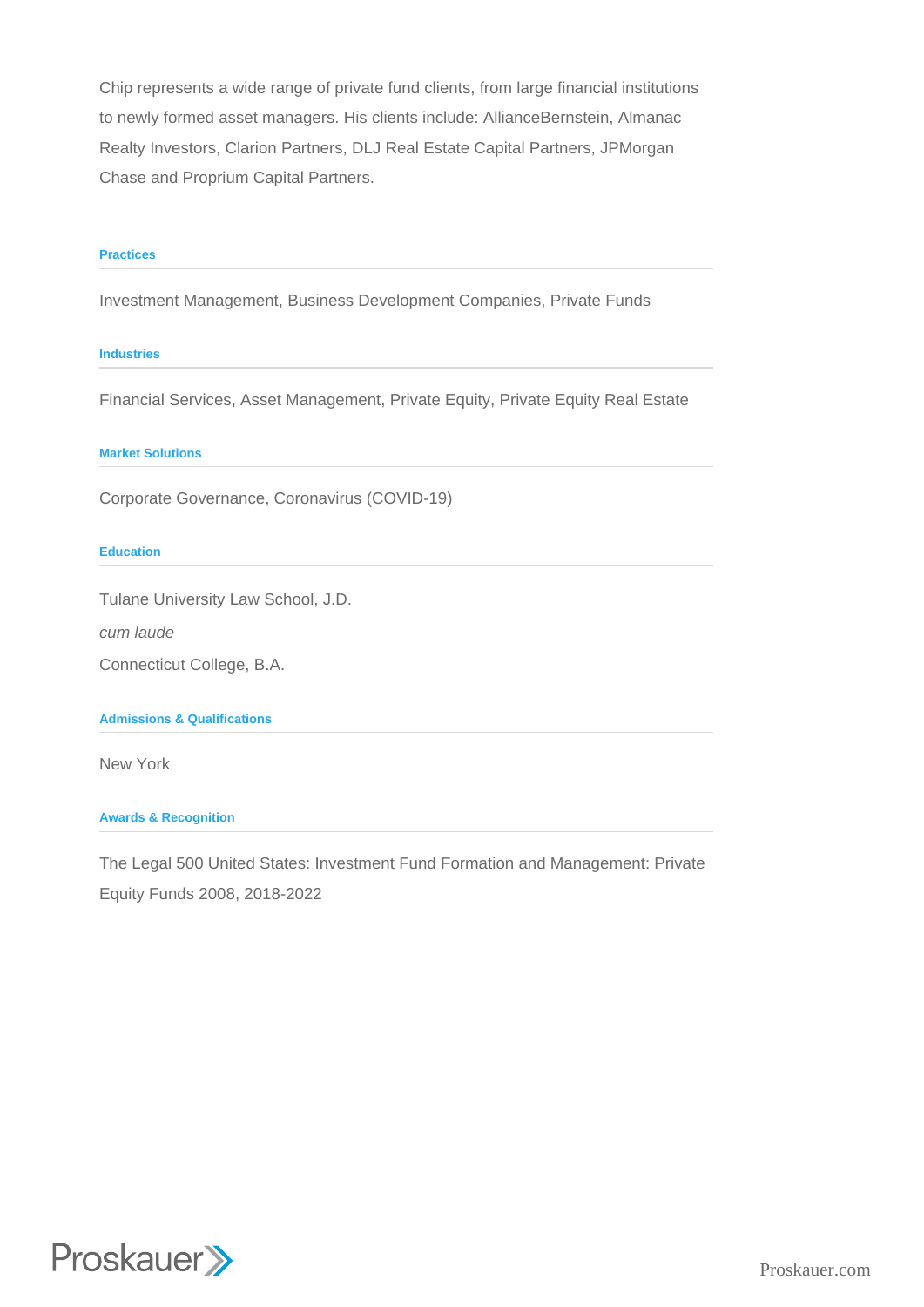Chip represents a wide range of private fund clients, from large financial institutions to newly formed asset managers. His clients include: AllianceBernstein, Almanac Realty Investors, Clarion Partners, DLJ Real Estate Capital Partners, JPMorgan Chase and Proprium Capital Partners.

### Practices

Investment Management, Business Development Companies, Private Funds

### Industries

Financial Services, Asset Management, Private Equity, Private Equity Real Estate

### Market Solutions

Corporate Governance, Coronavirus (COVID-19)

### Education

Tulane University Law School, J.D.

*cum laude*

Connecticut College, B.A.

### Admissions & Qualifications

New York

### Awards & Recognition

The Legal 500 United States: Investment Fund Formation and Management: Private Equity Funds 2008, 2018-2022